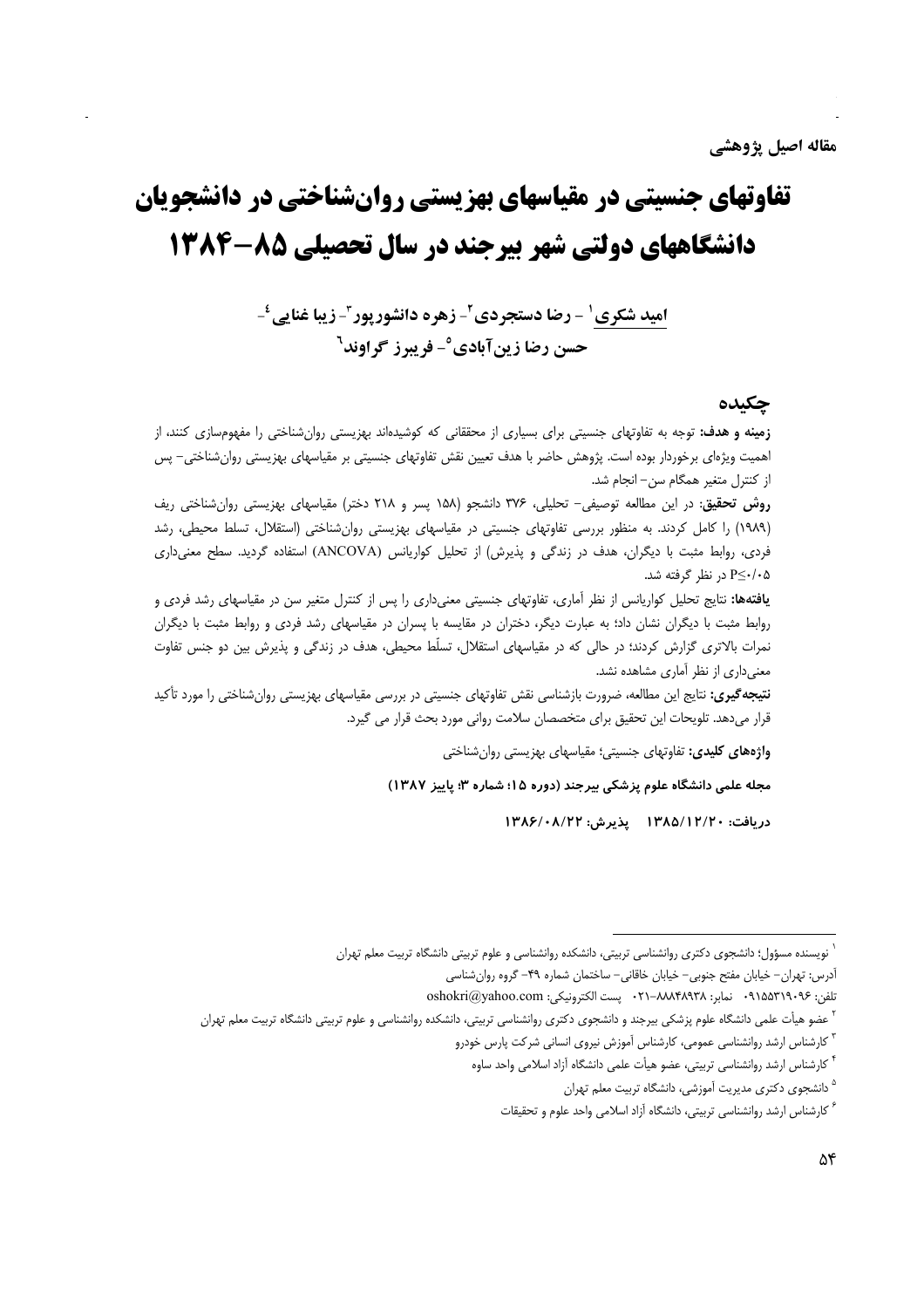مقاله اصیل پژوهشی

# تفاوتهای جنسیتی در مقیاسهای بهزیستی روان‌شناختی در دانشجویان دانشگاههای دولتی شهر بیرجند در سال تحصیلی ۸۵–۱۳۸۴

**امید شکری[1] - رضا دستجردی[2] - زهره دانشورپور[3] - زیبا غنایی[4] - حسن رضا زین‌آبادی[5] - فریبرز گراوند[6]**

## چکیده

**زمینه و هدف:** توجه به تفاوتهای جنسیتی برای بسیاری از محققانی که کوشیده‌اند بهزیستی روان‌شناختی را مفهوم‌سازی کنند، از اهمیت ویژه‌ای برخوردار بوده است. پژوهش حاضر با هدف تعیین نقش تفاوتهای جنسیتی بر مقیاسهای بهزیستی روان‌شناختی– پس از کنترل متغیر همگام سن– انجام شد.

**روش تحقیق:** در این مطالعه توصیفی– تحلیلی، ۳۷۶ دانشجو (۱۵۸ پسر و ۲۱۸ دختر) مقیاسهای بهزیستی روان‌شناختی ریف (۱۹۸۹) را کامل کردند. به منظور بررسی تفاوتهای جنسیتی در مقیاسهای بهزیستی روان‌شناختی (استقلال، تسلط محیطی، رشد فردی، روابط مثبت با دیگران، هدف در زندگی و پذیرش) از تحلیل کواریانس (ANCOVA) استفاده گردید. سطح معنی‌داری $P \leq 0.05$ در نظر گرفته شد.

**یافته‌ها:** نتایج تحلیل کواریانس از نظر آماری، تفاوتهای جنسیتی معنی‌داری را پس از کنترل متغیر سن در مقیاسهای رشد فردی و روابط مثبت با دیگران نشان داد؛ به عبارت دیگر، دختران در مقایسه با پسران در مقیاسهای رشد فردی و روابط مثبت با دیگران نمرات بالاتری گزارش کردند؛ در حالی که در مقیاسهای استقلال، تسلّط محیطی، هدف در زندگی و پذیرش بین دو جنس تفاوت معنی‌داری از نظر آماری مشاهده نشد.

**نتیجه‌گیری:** نتایج این مطالعه، ضرورت بازشناسی نقش تفاوتهای جنسیتی در بررسی مقیاسهای بهزیستی روان‌شناختی را مورد تأکید قرار می‌دهد. تلویحات این تحقیق برای متخصصان سلامت روانی مورد بحث قرار می گیرد.

**واژه‌های کلیدی:** تفاوتهای جنسیتی؛ مقیاسهای بهزیستی روان‌شناختی

**مجله علمی دانشگاه علوم پزشکی بیرجند (دوره ۱۵؛ شماره ۳؛ پاییز ۱۳۸۷)**

**دریافت: ۱۳۸۵/۱۲/۲۰ پذیرش: ۱۳۸۶/۰۸/۲۲**

---

[1] نویسنده مسؤول؛ دانشجوی دکتری روانشناسی تربیتی، دانشکده روانشناسی و علوم تربیتی دانشگاه تربیت معلم تهران
آدرس: تهران– خیابان مفتح جنوبی– خیابان خاقانی– ساختمان شماره ۴۹– گروه روان‌شناسی
تلفن: ۰۹۱۵۵۳۱۹۰۹۶ نمابر: ۸۸۸۴۸۹۳۸–۰۲۱ پست الکترونیکی: oshokri@yahoo.com

[2] عضو هیأت علمی دانشگاه علوم پزشکی بیرجند و دانشجوی دکتری روانشناسی تربیتی، دانشکده روانشناسی و علوم تربیتی دانشگاه تربیت معلم تهران

[3] کارشناس ارشد روانشناسی عمومی، کارشناس آموزش نیروی انسانی شرکت پارس خودرو

[4] کارشناس ارشد روانشناسی تربیتی، عضو هیأت علمی دانشگاه آزاد اسلامی واحد ساوه

[5] دانشجوی دکتری مدیریت آموزشی، دانشگاه تربیت معلم تهران

[6] کارشناس ارشد روانشناسی تربیتی، دانشگاه آزاد اسلامی واحد علوم و تحقیقات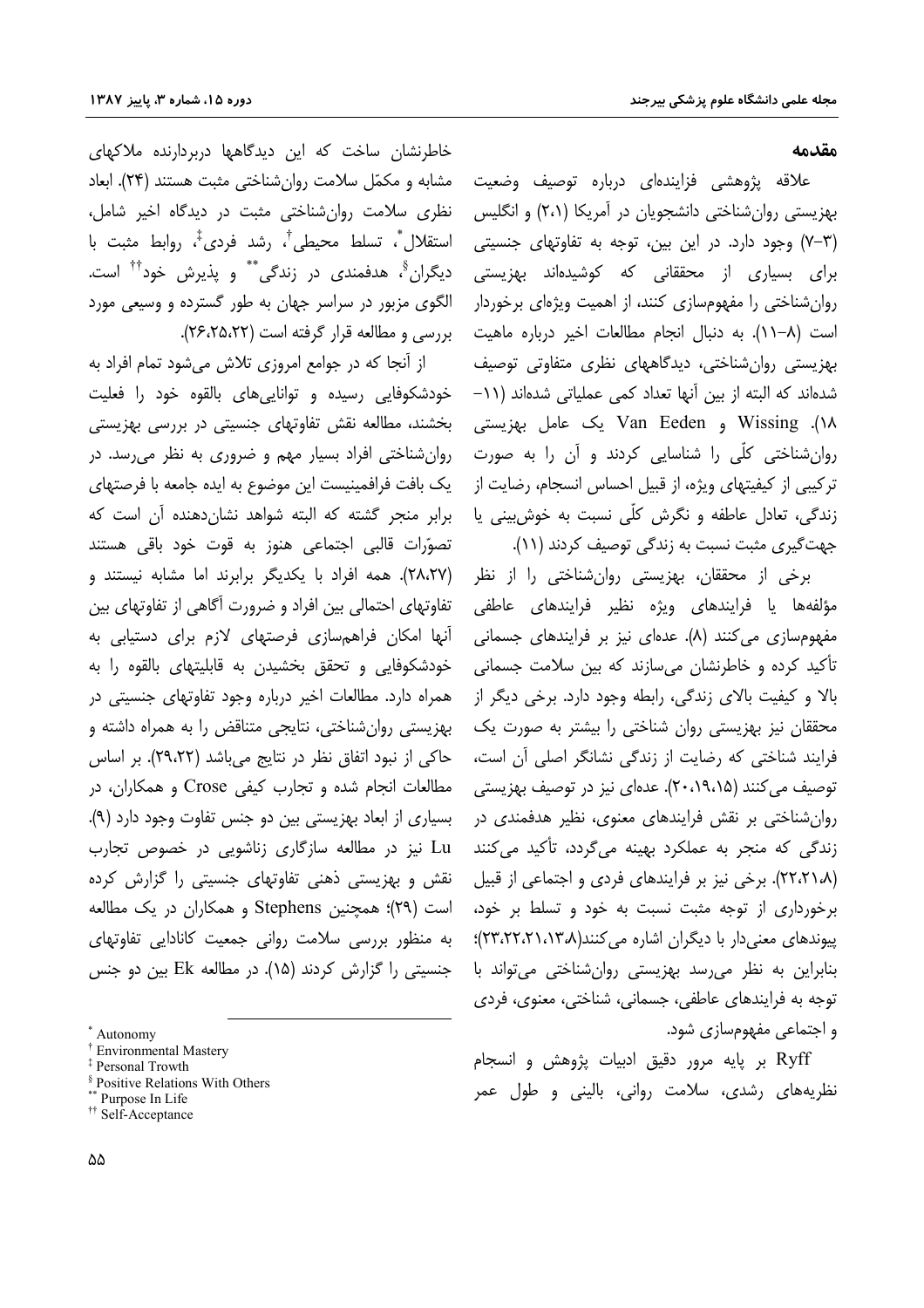## مقدمه

علاقه پژوهشی فزاینده‌ای درباره توصیف وضعیت بهزیستی روان‌شناختی دانشجویان در آمریکا (۱،۲) و انگلیس (۳–۷) وجود دارد. در این بین، توجه به تفاوتهای جنسیتی برای بسیاری از محققانی که کوشیده‌اند بهزیستی روان‌شناختی را مفهوم‌سازی کنند، از اهمیت ویژه‌ای برخوردار است (۸–۱۱). به دنبال انجام مطالعات اخیر درباره ماهیت بهزیستی روان‌شناختی، دیدگاههای نظری متفاوتی توصیف شده‌اند که البته از بین آنها تعداد کمی عملیاتی شده‌اند (۱۱–۱۸). Wissing و Van Eeden یک عامل بهزیستی روان‌شناختی کلّی را شناسایی کردند و آن را به صورت ترکیبی از کیفیتهای ویژه، از قبیل احساس انسجام، رضایت از زندگی، تعادل عاطفه و نگرش کلّی نسبت به خوش‌بینی یا جهت‌گیری مثبت نسبت به زندگی توصیف کردند (۱۱).

برخی از محققان، بهزیستی روان‌شناختی را از نظر مؤلفه‌ها یا فرایندهای ویژه نظیر فرایندهای عاطفی مفهوم‌سازی می‌کنند (۸). عده‌ای نیز بر فرایندهای جسمانی تأکید کرده و خاطرنشان می‌سازند که بین سلامت جسمانی بالا و کیفیت بالای زندگی، رابطه وجود دارد. برخی دیگر از محققان نیز بهزیستی روان شناختی را بیشتر به صورت یک فرایند شناختی که رضایت از زندگی نشانگر اصلی آن است، توصیف می‌کنند (۱۵،۱۹،۲۰). عده‌ای نیز در توصیف بهزیستی روان‌شناختی بر نقش فرایندهای معنوی، نظیر هدفمندی در زندگی که منجر به عملکرد بهینه می‌گردد، تأکید می‌کنند (۸،۲۱،۲۲). برخی نیز بر فرایندهای فردی و اجتماعی از قبیل برخورداری از توجه مثبت نسبت به خود و تسلط بر خود، پیوندهای معنی‌دار با دیگران اشاره می‌کنند(۸،۱۳،۲۱،۲۲،۲۳)؛ بنابراین به نظر می‌رسد بهزیستی روان‌شناختی می‌تواند با توجه به فرایندهای عاطفی، جسمانی، شناختی، معنوی، فردی و اجتماعی مفهوم‌سازی شود.

Ryff بر پایه مرور دقیق ادبیات پژوهش و انسجام نظریه‌های رشدی، سلامت روانی، بالینی و طول عمر خاطرنشان ساخت که این دیدگاهها دربردارنده ملاکهای مشابه و مکمّل سلامت روان‌شناختی مثبت هستند (۲۴). ابعاد نظری سلامت روان‌شناختی مثبت در دیدگاه اخیر شامل، استقلال[*]، تسلط محیطی[†]، رشد فردی[‡]، روابط مثبت با دیگران[§]، هدفمندی در زندگی[**] و پذیرش خود[††] است. الگوی مزبور در سراسر جهان به طور گسترده و وسیعی مورد بررسی و مطالعه قرار گرفته است (۲۲،۲۵،۲۶).

از آنجا که در جوامع امروزی تلاش می‌شود تمام افراد به خودشکوفایی رسیده و توانایی‌های بالقوه خود را فعلیت بخشند، مطالعه نقش تفاوتهای جنسیتی در بررسی بهزیستی روان‌شناختی افراد بسیار مهم و ضروری به نظر می‌رسد. در یک بافت فرافمینیست این موضوع به ایده جامعه با فرصتهای برابر منجر گشته که البته شواهد نشان‌دهنده آن است که تصوّرات قالبی اجتماعی هنوز به قوت خود باقی هستند (۲۷،۲۸). همه افراد با یکدیگر برابرند اما مشابه نیستند و تفاوتهای احتمالی بین افراد و ضرورت آگاهی از تفاوتهای بین آنها امکان فراهم‌سازی فرصتهای لازم برای دستیابی به خودشکوفایی و تحقق بخشیدن به قابلیتهای بالقوه را به همراه دارد. مطالعات اخیر درباره وجود تفاوتهای جنسیتی در بهزیستی روان‌شناختی، نتایجی متناقض را به همراه داشته و حاکی از نبود اتفاق نظر در نتایج می‌باشد (۲۲،۲۹). بر اساس مطالعات انجام شده و تجارب کیفی Crose و همکاران، در بسیاری از ابعاد بهزیستی بین دو جنس تفاوت وجود دارد (۹). Lu نیز در مطالعه سازگاری زناشویی در خصوص تجارب نقش و بهزیستی ذهنی تفاوتهای جنسیتی را گزارش کرده است (۲۹)؛ همچنین Stephens و همکاران در یک مطالعه به منظور بررسی سلامت روانی جمعیت کانادایی تفاوتهای جنسیتی را گزارش کردند (۱۵). در مطالعه Ek بین دو جنس

---

[*] Autonomy
[†] Environmental Mastery
[‡] Personal Trowth
[§] Positive Relations With Others
[**] Purpose In Life
[††] Self-Acceptance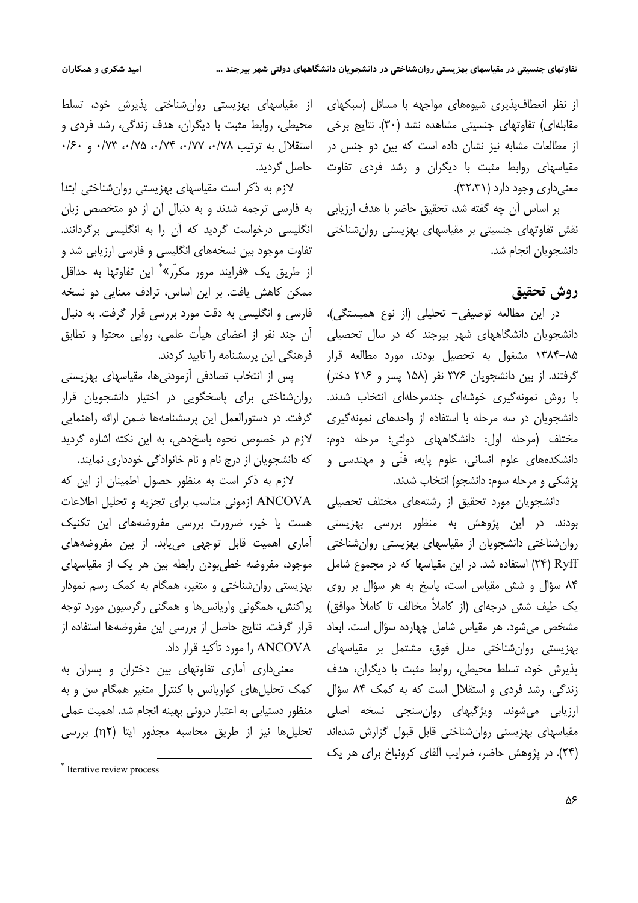از نظر انعطاف‌پذیری شیوه‌های مواجهه با مسائل (سبکهای مقابله‌ای) تفاوتهای جنسیتی مشاهده نشد (۳۰). نتایج برخی از مطالعات مشابه نیز نشان داده است که بین دو جنس در مقیاسهای روابط مثبت با دیگران و رشد فردی تفاوت معنی‌داری وجود دارد (۳۲،۳۱).

بر اساس آن چه گفته شد، تحقیق حاضر با هدف ارزیابی نقش تفاوتهای جنسیتی بر مقیاسهای بهزیستی روان‌شناختی دانشجویان انجام شد.

## روش تحقیق

در این مطالعه توصیفی- تحلیلی (از نوع همبستگی)، دانشجویان دانشگاههای شهر بیرجند که در سال تحصیلی ۸۵-۱۳۸۴ مشغول به تحصیل بودند، مورد مطالعه قرار گرفتند. از بین دانشجویان ۳۷۶ نفر (۱۵۸ پسر و ۲۱۶ دختر) با روش نمونه‌گیری خوشه‌ای چندمرحله‌ای انتخاب شدند. دانشجویان در سه مرحله با استفاده از واحدهای نمونه‌گیری مختلف (مرحله اول: دانشگاههای دولتی؛ مرحله دوم: دانشکده‌های علوم انسانی، علوم پایه، فنّی و مهندسی و پزشکی و مرحله سوم: دانشجو) انتخاب شدند.

دانشجویان مورد تحقیق از رشته‌های مختلف تحصیلی بودند. در این پژوهش به منظور بررسی بهزیستی روان‌شناختی دانشجویان از مقیاسهای بهزیستی روان‌شناختی Ryff (۲۴) استفاده شد. در این مقیاسها که در مجموع شامل ۸۴ سؤال و شش مقیاس است، پاسخ به هر سؤال بر روی یک طیف شش درجه‌ای (از کاملاً مخالف تا کاملاً موافق) مشخص می‌شود. هر مقیاس شامل چهارده سؤال است. ابعاد بهزیستی روان‌شناختی مدل فوق، مشتمل بر مقیاسهای پذیرش خود، تسلط محیطی، روابط مثبت با دیگران، هدف زندگی، رشد فردی و استقلال است که به کمک ۸۴ سؤال ارزیابی می‌شوند. ویژگیهای روان‌سنجی نسخه اصلی مقیاسهای بهزیستی روان‌شناختی قابل قبول گزارش شده‌اند (۲۴). در پژوهش حاضر، ضرایب آلفای کرونباخ برای هر یک از مقیاسهای بهزیستی روان‌شناختی پذیرش خود، تسلط محیطی، روابط مثبت با دیگران، هدف زندگی، رشد فردی و استقلال به ترتیب ۰/۷۸، ۰/۷۷، ۰/۷۴، ۰/۷۵، ۰/۷۳ و ۰/۶۰ حاصل گردید.

لازم به ذکر است مقیاسهای بهزیستی روان‌شناختی ابتدا به فارسی ترجمه شدند و به دنبال آن از دو متخصص زبان انگلیسی درخواست گردید که آن را به انگلیسی برگردانند. تفاوت موجود بین نسخه‌های انگلیسی و فارسی ارزیابی شد و از طریق یک «فرایند مرور مکرّر»* این تفاوتها به حداقل ممکن کاهش یافت. بر این اساس، ترادف معنایی دو نسخه فارسی و انگلیسی به دقت مورد بررسی قرار گرفت. به دنبال آن چند نفر از اعضای هیأت علمی، روایی محتوا و تطابق فرهنگی این پرسشنامه را تایید کردند.

پس از انتخاب تصادفی آزمودنی‌ها، مقیاسهای بهزیستی روان‌شناختی برای پاسخگویی در اختیار دانشجویان قرار گرفت. در دستورالعمل این پرسشنامه‌ها ضمن ارائه راهنمایی لازم در خصوص نحوه پاسخدهی، به این نکته اشاره گردید که دانشجویان از درج نام و نام خانوادگی خودداری نمایند.

لازم به ذکر است به منظور حصول اطمینان از این که ANCOVA آزمونی مناسب برای تجزیه و تحلیل اطلاعات هست یا خیر، ضرورت بررسی مفروضه‌های این تکنیک آماری اهمیت قابل توجهی می‌یابد. از بین مفروضه‌های موجود، مفروضه خطی‌بودن رابطه بین هر یک از مقیاسهای بهزیستی روان‌شناختی و متغیر، همگام به کمک رسم نمودار پراکنش، همگونی واریانس‌ها و همگنی رگرسیون مورد توجه قرار گرفت. نتایج حاصل از بررسی این مفروضه‌ها استفاده از ANCOVA را مورد تأکید قرار داد.

معنی‌داری آماری تفاوتهای بین دختران و پسران به کمک تحلیل‌های کواریانس با کنترل متغیر همگام سن و به منظور دستیابی به اعتبار درونی بهینه انجام شد. اهمیت عملی تحلیل‌ها نیز از طریق محاسبه مجذور ایتا ($\eta^2$). بررسی

* Iterative review process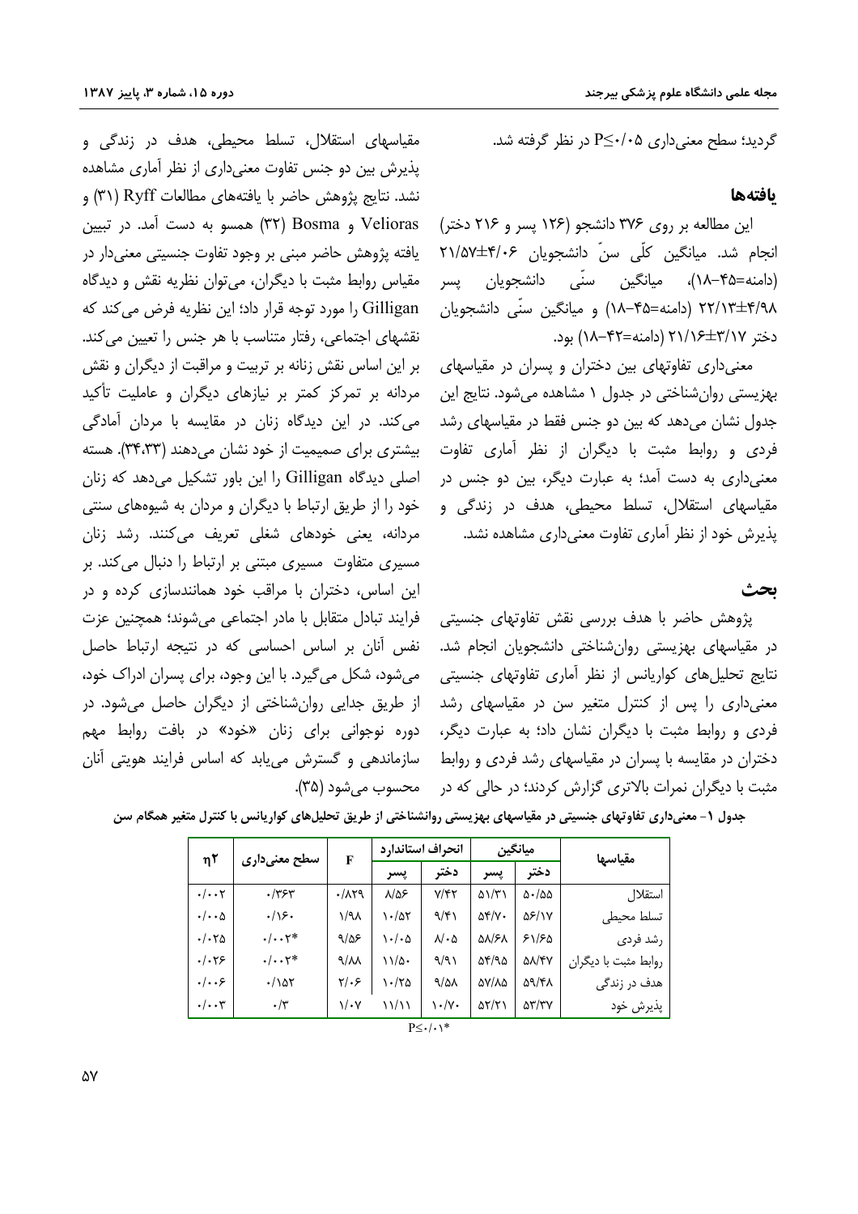گردید؛ سطح معنی‌داری P≤۰/۰۵ در نظر گرفته شد.

## یافته‌ها

این مطالعه بر روی ۳۷۶ دانشجو (۱۲۶ پسر و ۲۱۶ دختر) انجام شد. میانگین کلّی سنّ دانشجویان ۴/۰۶±۲۱/۵۷ (دامنه=۴۵–۱۸)، میانگین سنّی دانشجویان پسر ۴/۹۸±۲۲/۱۳ (دامنه=۴۵–۱۸) و میانگین سنّی دانشجویان دختر ۳/۱۷±۲۱/۱۶ (دامنه=۴۲–۱۸) بود.

معنی‌داری تفاوتهای بین دختران و پسران در مقیاسهای بهزیستی روان‌شناختی در جدول ۱ مشاهده می‌شود. نتایج این جدول نشان می‌دهد که بین دو جنس فقط در مقیاسهای رشد فردی و روابط مثبت با دیگران از نظر آماری تفاوت معنی‌داری به دست آمد؛ به عبارت دیگر، بین دو جنس در مقیاسهای استقلال، تسلط محیطی، هدف در زندگی و پذیرش خود از نظر آماری تفاوت معنی‌داری مشاهده نشد.

## بحث

پژوهش حاضر با هدف بررسی نقش تفاوتهای جنسیتی در مقیاسهای بهزیستی روان‌شناختی دانشجویان انجام شد. نتایج تحلیل‌های کواریانس از نظر آماری تفاوتهای جنسیتی معنی‌داری را پس از کنترل متغیر سن در مقیاسهای رشد فردی و روابط مثبت با دیگران نشان داد؛ به عبارت دیگر، دختران در مقایسه با پسران در مقیاسهای رشد فردی و روابط مثبت با دیگران نمرات بالاتری گزارش کردند؛ در حالی که در مقیاسهای استقلال، تسلط محیطی، هدف در زندگی و پذیرش بین دو جنس تفاوت معنی‌داری از نظر آماری مشاهده نشد. نتایج پژوهش حاضر با یافته‌های مطالعات Ryff (۳۱) و Velioras و Bosma (۳۲) همسو به دست آمد. در تبیین یافته پژوهش حاضر مبنی بر وجود تفاوت جنسیتی معنی‌دار در مقیاس روابط مثبت با دیگران، می‌توان نظریه نقش و دیدگاه Gilligan را مورد توجه قرار داد؛ این نظریه فرض می‌کند که نقشهای اجتماعی، رفتار متناسب با هر جنس را تعیین می‌کند. بر این اساس نقش زنانه بر تربیت و مراقبت از دیگران و نقش مردانه بر تمرکز کمتر بر نیازهای دیگران و عاملیت تأکید می‌کند. در این دیدگاه زنان در مقایسه با مردان آمادگی بیشتری برای صمیمیت از خود نشان می‌دهند (۳۴،۳۳). هسته اصلی دیدگاه Gilligan را این باور تشکیل می‌دهد که زنان خود را از طریق ارتباط با دیگران و مردان به شیوه‌های سنتی مردانه، یعنی خودهای شغلی تعریف می‌کنند. رشد زنان مسیری متفاوت مسیری مبتنی بر ارتباط را دنبال می‌کند. بر این اساس، دختران با مراقب خود همانندسازی کرده و در فرایند تبادل متقابل با مادر اجتماعی می‌شوند؛ همچنین عزت نفس آنان بر اساس احساسی که در نتیجه ارتباط حاصل می‌شود، شکل می‌گیرد. با این وجود، برای پسران ادراک خود، از طریق جدایی روان‌شناختی از دیگران حاصل می‌شود. در دوره نوجوانی برای زنان «خود» در بافت روابط مهم سازماندهی و گسترش می‌یابد که اساس فرایند هویتی آنان محسوب می‌شود (۳۵).

**جدول ۱- معنی‌داری تفاوتهای جنسیتی در مقیاسهای بهزیستی روانشناختی از طریق تحلیل‌های کواریانس با کنترل متغیر همگام سن**

| مقیاسها | میانگین | | انحراف استاندارد | | F | سطح معنی‌داری | η۲ |
|---|---|---|---|---|---|---|---|
| | دختر | پسر | دختر | پسر | | | |
| استقلال | ۵۰/۵۵ | ۵۱/۳۱ | ۷/۴۲ | ۸/۵۶ | ۰/۸۲۹ | ۰/۳۶۳ | ۰/۰۰۲ |
| تسلط محیطی | ۵۶/۱۷ | ۵۴/۷۰ | ۹/۴۱ | ۱۰/۵۲ | ۱/۹۸ | ۰/۱۶۰ | ۰/۰۰۵ |
| رشد فردی | ۶۱/۶۵ | ۵۸/۶۸ | ۸/۰۵ | ۱۰/۰۵ | ۹/۵۶ | ۰/۰۰۲* | ۰/۰۲۵ |
| روابط مثبت با دیگران | ۵۸/۴۷ | ۵۴/۹۵ | ۹/۹۱ | ۱۱/۵۰ | ۹/۸۸ | ۰/۰۰۲* | ۰/۰۲۶ |
| هدف در زندگی | ۵۹/۴۸ | ۵۷/۸۵ | ۹/۵۸ | ۱۰/۲۵ | ۲/۰۶ | ۰/۱۵۲ | ۰/۰۰۶ |
| پذیرش خود | ۵۳/۳۷ | ۵۲/۲۱ | ۱۰/۷۰ | ۱۱/۱۱ | ۱/۰۷ | ۰/۳ | ۰/۰۰۳ |

P≤۰/۰۱*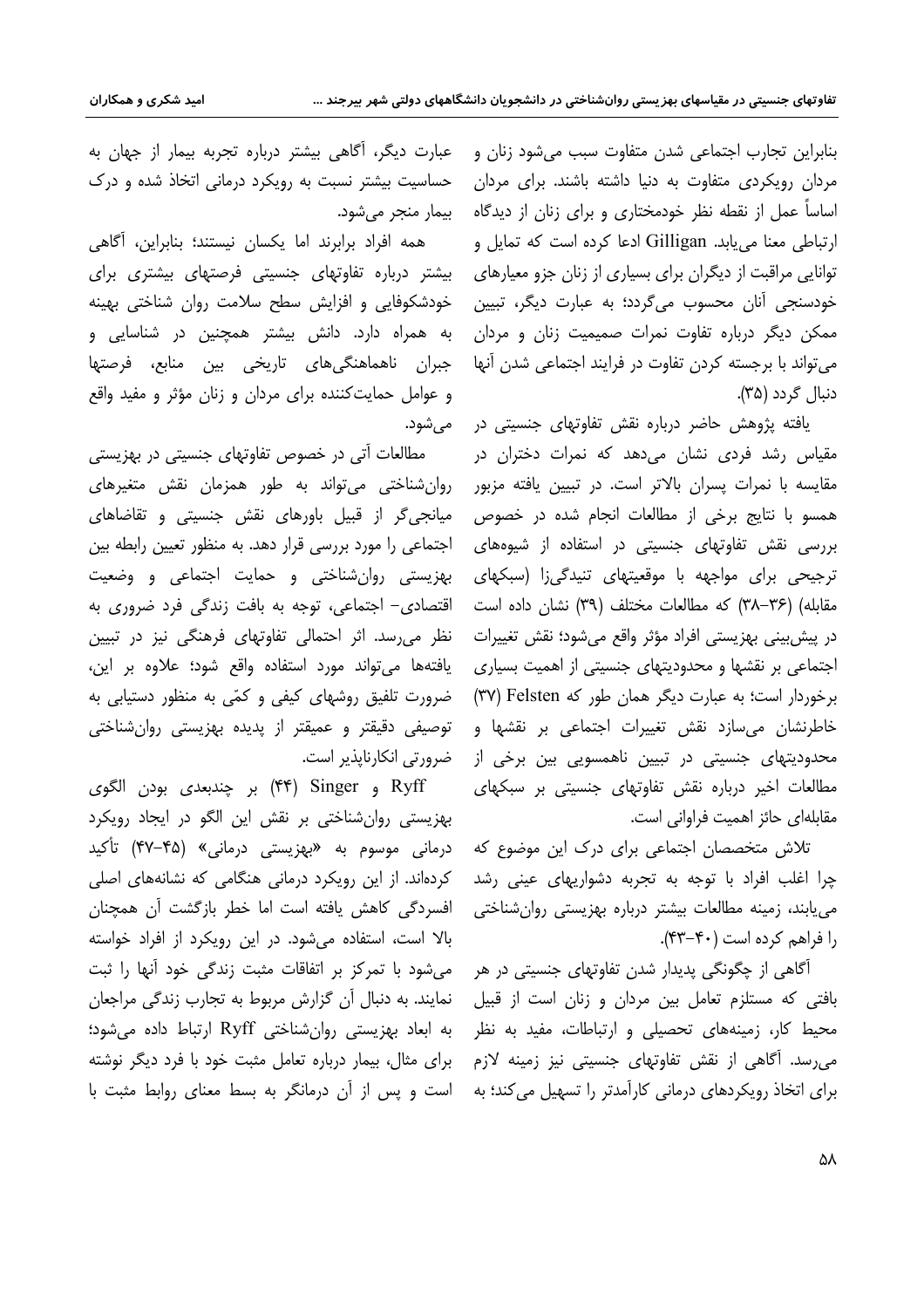بنابراین تجارب اجتماعی شدن متفاوت سبب می‌شود زنان و مردان رویکردی متفاوت به دنیا داشته باشند. برای مردان اساساً عمل از نقطه نظر خودمختاری و برای زنان از دیدگاه ارتباطی معنا می‌یابد. Gilligan ادعا کرده است که تمایل و توانایی مراقبت از دیگران برای بسیاری از زنان جزو معیارهای خودسنجی آنان محسوب می‌گردد؛ به عبارت دیگر، تبیین ممکن دیگر درباره تفاوت نمرات صمیمیت زنان و مردان می‌تواند با برجسته کردن تفاوت در فرایند اجتماعی شدن آنها دنبال گردد (۳۵).

یافته پژوهش حاضر درباره نقش تفاوتهای جنسیتی در مقیاس رشد فردی نشان می‌دهد که نمرات دختران در مقایسه با نمرات پسران بالاتر است. در تبیین یافته مزبور همسو با نتایج برخی از مطالعات انجام شده در خصوص بررسی نقش تفاوتهای جنسیتی در استفاده از شیوه‌های ترجیحی برای مواجهه با موقعیتهای تنیدگی‌زا (سبکهای مقابله) (۳۶–۳۸) که مطالعات مختلف (۳۹) نشان داده است در پیش‌بینی بهزیستی افراد مؤثر واقع می‌شود؛ نقش تغییرات اجتماعی بر نقشها و محدودیتهای جنسیتی از اهمیت بسیاری برخوردار است؛ به عبارت دیگر همان طور که Felsten (۳۷) خاطرنشان می‌سازد نقش تغییرات اجتماعی بر نقشها و محدودیتهای جنسیتی در تبیین ناهمسویی بین برخی از مطالعات اخیر درباره نقش تفاوتهای جنسیتی بر سبکهای مقابله‌ای حائز اهمیت فراوانی است.

تلاش متخصصان اجتماعی برای درک این موضوع که چرا اغلب افراد با توجه به تجربه دشواریهای عینی رشد می‌یابند، زمینه مطالعات بیشتر درباره بهزیستی روان‌شناختی را فراهم کرده است (۴۰–۴۳).

آگاهی از چگونگی پدیدار شدن تفاوتهای جنسیتی در هر بافتی که مستلزم تعامل بین مردان و زنان است از قبیل محیط کار، زمینه‌های تحصیلی و ارتباطات، مفید به نظر می‌رسد. آگاهی از نقش تفاوتهای جنسیتی نیز زمینه لازم برای اتخاذ رویکردهای درمانی کارآمدتر را تسهیل می‌کند؛ به عبارت دیگر، آگاهی بیشتر درباره تجربه بیمار از جهان به حساسیت بیشتر نسبت به رویکرد درمانی اتخاذ شده و درک بیمار منجر می‌شود.

همه افراد برابرند اما یکسان نیستند؛ بنابراین، آگاهی بیشتر درباره تفاوتهای جنسیتی فرصتهای بیشتری برای خودشکوفایی و افزایش سطح سلامت روان شناختی بهینه به همراه دارد. دانش بیشتر همچنین در شناسایی و جبران ناهماهنگی‌های تاریخی بین منابع، فرصتها و عوامل حمایت‌کننده برای مردان و زنان مؤثر و مفید واقع می‌شود.

مطالعات آتی در خصوص تفاوتهای جنسیتی در بهزیستی روان‌شناختی می‌تواند به طور همزمان نقش متغیرهای میانجی‌گر از قبیل باورهای نقش جنسیتی و تقاضاهای اجتماعی را مورد بررسی قرار دهد. به منظور تعیین رابطه بین بهزیستی روان‌شناختی و حمایت اجتماعی و وضعیت اقتصادی– اجتماعی، توجه به بافت زندگی فرد ضروری به نظر می‌رسد. اثر احتمالی تفاوتهای فرهنگی نیز در تبیین یافته‌ها می‌تواند مورد استفاده واقع شود؛ علاوه بر این، ضرورت تلفیق روشهای کیفی و کمّی به منظور دستیابی به توصیفی دقیقتر و عمیقتر از پدیده بهزیستی روان‌شناختی ضرورتی انکارناپذیر است.

Ryff و Singer (۴۴) بر چندبعدی بودن الگوی بهزیستی روان‌شناختی بر نقش این الگو در ایجاد رویکرد درمانی موسوم به «بهزیستی درمانی» (۴۵–۴۷) تأکید کرده‌اند. از این رویکرد درمانی هنگامی که نشانه‌های اصلی افسردگی کاهش یافته است اما خطر بازگشت آن همچنان بالا است، استفاده می‌شود. در این رویکرد از افراد خواسته می‌شود با تمرکز بر اتفاقات مثبت زندگی خود آنها را ثبت نمایند. به دنبال آن گزارش مربوط به تجارب زندگی مراجعان به ابعاد بهزیستی روان‌شناختی Ryff ارتباط داده می‌شود؛ برای مثال، بیمار درباره تعامل مثبت خود با فرد دیگر نوشته است و پس از آن درمانگر به بسط معنای روابط مثبت با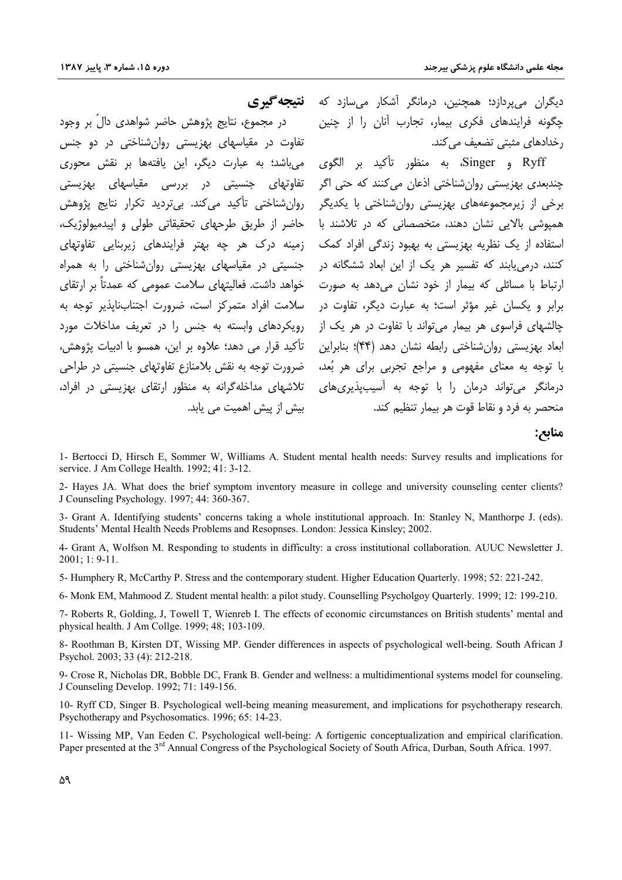دیگران می‌پردازد؛ همچنین، درمانگر آشکار می‌سازد که چگونه فرایندهای فکری بیمار، تجارب آنان را از چنین رخدادهای مثبتی تضعیف می‌کند.

Ryff و Singer، به منظور تأکید بر الگوی چندبعدی بهزیستی روان‌شناختی اذعان می‌کنند که حتی اگر برخی از زیرمجموعه‌های بهزیستی روان‌شناختی با یکدیگر همپوشی بالایی نشان دهند، متخصصانی که در تلاشند با استفاده از یک نظریه بهزیستی به بهبود زندگی افراد کمک کنند، درمی‌یابند که تفسیر هر یک از این ابعاد ششگانه در ارتباط با مسائلی که بیمار از خود نشان می‌دهد به صورت برابر و یکسان غیر مؤثر است؛ به عبارت دیگر، تفاوت در چالشهای فراسوی هر بیمار می‌تواند با تفاوت در هر یک از ابعاد بهزیستی روان‌شناختی رابطه نشان دهد (۴۴)؛ بنابراین با توجه به معنای مفهومی و مراجع تجربی برای هر بُعد، درمانگر می‌تواند درمان را با توجه به آسیب‌پذیری‌های منحصر به فرد و نقاط قوت هر بیمار تنظیم کند.

## نتیجه‌گیری

در مجموع، نتایج پژوهش حاضر شواهدی دالّ بر وجود تفاوت در مقیاسهای بهزیستی روان‌شناختی در دو جنس می‌باشد؛ به عبارت دیگر، این یافته‌ها بر نقش محوری تفاوتهای جنسیتی در بررسی مقیاسهای بهزیستی روان‌شناختی تأکید می‌کند. بی‌تردید تکرار نتایج پژوهش حاضر از طریق طرحهای تحقیقاتی طولی و اپیدمیولوژیک، زمینه درک هر چه بهتر فرایندهای زیربنایی تفاوتهای جنسیتی در مقیاسهای بهزیستی روان‌شناختی را به همراه خواهد داشت. فعالیتهای سلامت عمومی که عمدتاً بر ارتقای سلامت افراد متمرکز است، ضرورت اجتناب‌ناپذیر توجه به رویکردهای وابسته به جنس را در تعریف مداخلات مورد تأکید قرار می دهد؛ علاوه بر این، همسو با ادبیات پژوهش، ضرورت توجه به نقش بلامنازع تفاوتهای جنسیتی در طراحی تلاشهای مداخله‌گرانه به منظور ارتقای بهزیستی در افراد، بیش از پیش اهمیت می یابد.

## منابع:

1- Bertocci D, Hirsch E, Sommer W, Williams A. Student mental health needs: Survey results and implications for service. J Am College Health. 1992; 41: 3-12.

2- Hayes JA. What does the brief symptom inventory measure in college and university counseling center clients? J Counseling Psychology. 1997; 44: 360-367.

3- Grant A. Identifying students' concerns taking a whole institutional approach. In: Stanley N, Manthorpe J. (eds). Students' Mental Health Needs Problems and Resopnses. London: Jessica Kinsley; 2002.

4- Grant A, Wolfson M. Responding to students in difficulty: a cross institutional collaboration. AUUC Newsletter J. 2001; 1: 9-11.

5- Humphery R, McCarthy P. Stress and the contemporary student. Higher Education Quarterly. 1998; 52: 221-242.

6- Monk EM, Mahmood Z. Student mental health: a pilot study. Counselling Psycholgoy Quarterly. 1999; 12: 199-210.

7- Roberts R, Golding, J, Towell T, Wienreb I. The effects of economic circumstances on British students' mental and physical health. J Am Collge. 1999; 48; 103-109.

8- Roothman B, Kirsten DT, Wissing MP. Gender differences in aspects of psychological well-being. South African J Psychol. 2003; 33 (4): 212-218.

9- Crose R, Nicholas DR, Bobble DC, Frank B. Gender and wellness: a multidimentional systems model for counseling. J Counseling Develop. 1992; 71: 149-156.

10- Ryff CD, Singer B. Psychological well-being meaning measurement, and implications for psychotherapy research. Psychotherapy and Psychosomatics. 1996; 65: 14-23.

11- Wissing MP, Van Eeden C. Psychological well-being: A fortigenic conceptualization and empirical clarification. Paper presented at the 3rd Annual Congress of the Psychological Society of South Africa, Durban, South Africa. 1997.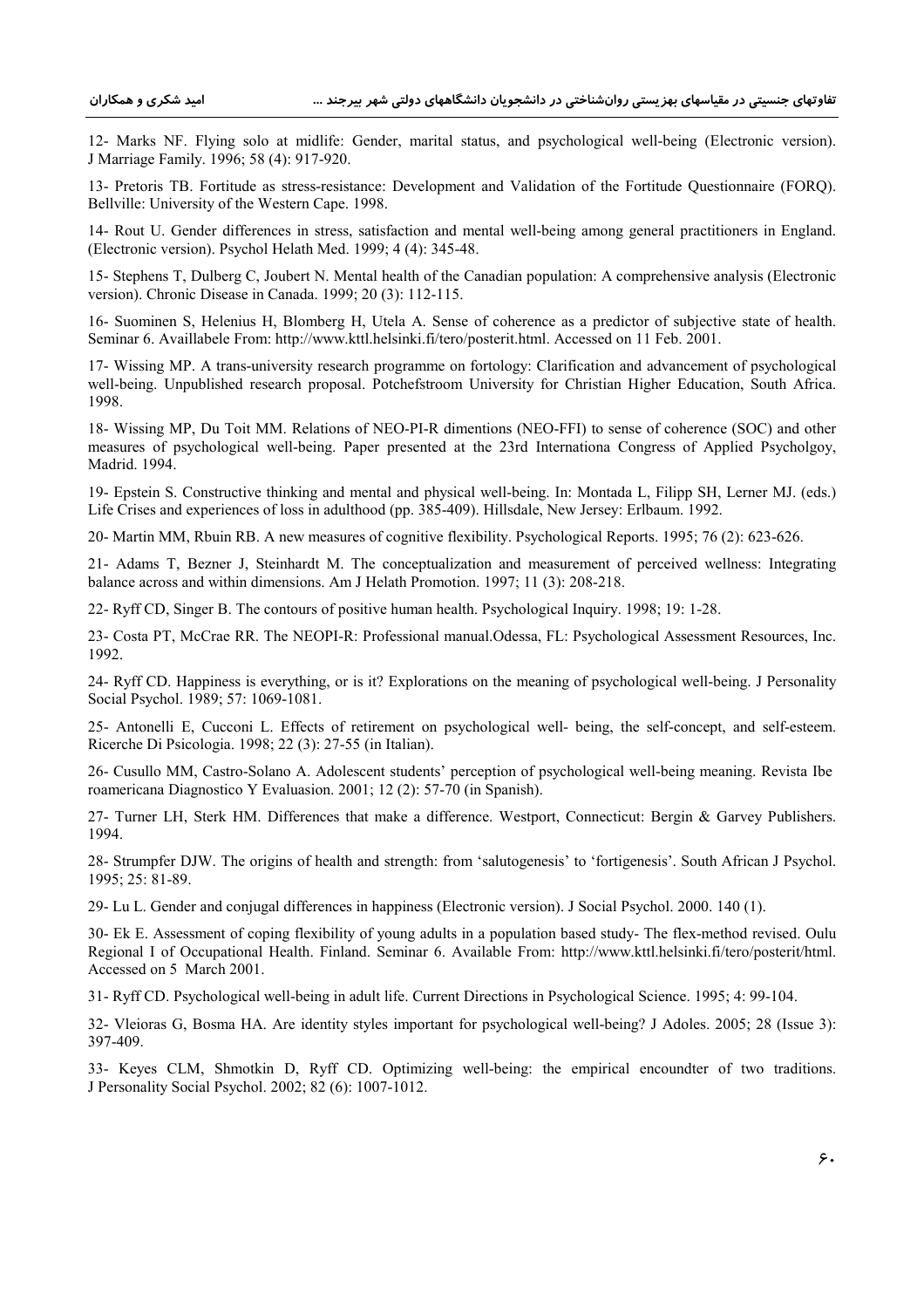12- Marks NF. Flying solo at midlife: Gender, marital status, and psychological well-being (Electronic version). J Marriage Family. 1996; 58 (4): 917-920.

13- Pretoris TB. Fortitude as stress-resistance: Development and Validation of the Fortitude Questionnaire (FORQ). Bellville: University of the Western Cape. 1998.

14- Rout U. Gender differences in stress, satisfaction and mental well-being among general practitioners in England. (Electronic version). Psychol Helath Med. 1999; 4 (4): 345-48.

15- Stephens T, Dulberg C, Joubert N. Mental health of the Canadian population: A comprehensive analysis (Electronic version). Chronic Disease in Canada. 1999; 20 (3): 112-115.

16- Suominen S, Helenius H, Blomberg H, Utela A. Sense of coherence as a predictor of subjective state of health. Seminar 6. Availlabele From: http://www.kttl.helsinki.fi/tero/posterit.html. Accessed on 11 Feb. 2001.

17- Wissing MP. A trans-university research programme on fortology: Clarification and advancement of psychological well-being. Unpublished research proposal. Potchefstroom University for Christian Higher Education, South Africa. 1998.

18- Wissing MP, Du Toit MM. Relations of NEO-PI-R dimentions (NEO-FFI) to sense of coherence (SOC) and other measures of psychological well-being. Paper presented at the 23rd Internationa Congress of Applied Psycholgoy, Madrid. 1994.

19- Epstein S. Constructive thinking and mental and physical well-being. In: Montada L, Filipp SH, Lerner MJ. (eds.) Life Crises and experiences of loss in adulthood (pp. 385-409). Hillsdale, New Jersey: Erlbaum. 1992.

20- Martin MM, Rbuin RB. A new measures of cognitive flexibility. Psychological Reports. 1995; 76 (2): 623-626.

21- Adams T, Bezner J, Steinhardt M. The conceptualization and measurement of perceived wellness: Integrating balance across and within dimensions. Am J Helath Promotion. 1997; 11 (3): 208-218.

22- Ryff CD, Singer B. The contours of positive human health. Psychological Inquiry. 1998; 19: 1-28.

23- Costa PT, McCrae RR. The NEOPI-R: Professional manual.Odessa, FL: Psychological Assessment Resources, Inc. 1992.

24- Ryff CD. Happiness is everything, or is it? Explorations on the meaning of psychological well-being. J Personality Social Psychol. 1989; 57: 1069-1081.

25- Antonelli E, Cucconi L. Effects of retirement on psychological well- being, the self-concept, and self-esteem. Ricerche Di Psicologia. 1998; 22 (3): 27-55 (in Italian).

26- Cusullo MM, Castro-Solano A. Adolescent students' perception of psychological well-being meaning. Revista Ibe roamericana Diagnostico Y Evaluasion. 2001; 12 (2): 57-70 (in Spanish).

27- Turner LH, Sterk HM. Differences that make a difference. Westport, Connecticut: Bergin & Garvey Publishers. 1994.

28- Strumpfer DJW. The origins of health and strength: from 'salutogenesis' to 'fortigenesis'. South African J Psychol. 1995; 25: 81-89.

29- Lu L. Gender and conjugal differences in happiness (Electronic version). J Social Psychol. 2000. 140 (1).

30- Ek E. Assessment of coping flexibility of young adults in a population based study- The flex-method revised. Oulu Regional I of Occupational Health. Finland. Seminar 6. Available From: http://www.kttl.helsinki.fi/tero/posterit/html. Accessed on 5 March 2001.

31- Ryff CD. Psychological well-being in adult life. Current Directions in Psychological Science. 1995; 4: 99-104.

32- Vleioras G, Bosma HA. Are identity styles important for psychological well-being? J Adoles. 2005; 28 (Issue 3): 397-409.

33- Keyes CLM, Shmotkin D, Ryff CD. Optimizing well-being: the empirical encoundter of two traditions. J Personality Social Psychol. 2002; 82 (6): 1007-1012.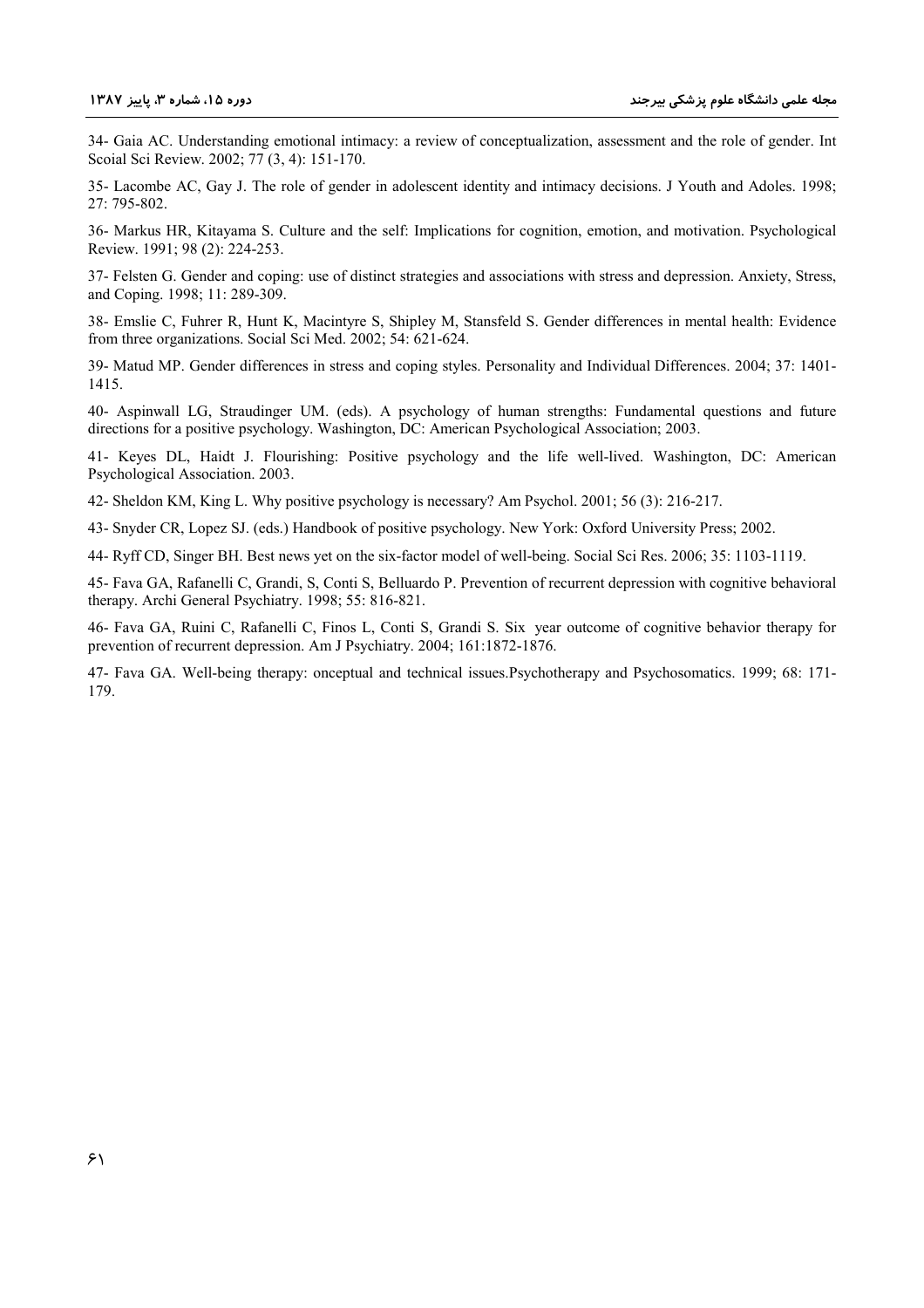34- Gaia AC. Understanding emotional intimacy: a review of conceptualization, assessment and the role of gender. Int Scoial Sci Review. 2002; 77 (3, 4): 151-170.

35- Lacombe AC, Gay J. The role of gender in adolescent identity and intimacy decisions. J Youth and Adoles. 1998; 27: 795-802.

36- Markus HR, Kitayama S. Culture and the self: Implications for cognition, emotion, and motivation. Psychological Review. 1991; 98 (2): 224-253.

37- Felsten G. Gender and coping: use of distinct strategies and associations with stress and depression. Anxiety, Stress, and Coping. 1998; 11: 289-309.

38- Emslie C, Fuhrer R, Hunt K, Macintyre S, Shipley M, Stansfeld S. Gender differences in mental health: Evidence from three organizations. Social Sci Med. 2002; 54: 621-624.

39- Matud MP. Gender differences in stress and coping styles. Personality and Individual Differences. 2004; 37: 1401-1415.

40- Aspinwall LG, Straudinger UM. (eds). A psychology of human strengths: Fundamental questions and future directions for a positive psychology. Washington, DC: American Psychological Association; 2003.

41- Keyes DL, Haidt J. Flourishing: Positive psychology and the life well-lived. Washington, DC: American Psychological Association. 2003.

42- Sheldon KM, King L. Why positive psychology is necessary? Am Psychol. 2001; 56 (3): 216-217.

43- Snyder CR, Lopez SJ. (eds.) Handbook of positive psychology. New York: Oxford University Press; 2002.

44- Ryff CD, Singer BH. Best news yet on the six-factor model of well-being. Social Sci Res. 2006; 35: 1103-1119.

45- Fava GA, Rafanelli C, Grandi, S, Conti S, Belluardo P. Prevention of recurrent depression with cognitive behavioral therapy. Archi General Psychiatry. 1998; 55: 816-821.

46- Fava GA, Ruini C, Rafanelli C, Finos L, Conti S, Grandi S. Six year outcome of cognitive behavior therapy for prevention of recurrent depression. Am J Psychiatry. 2004; 161:1872-1876.

47- Fava GA. Well-being therapy: onceptual and technical issues.Psychotherapy and Psychosomatics. 1999; 68: 171-179.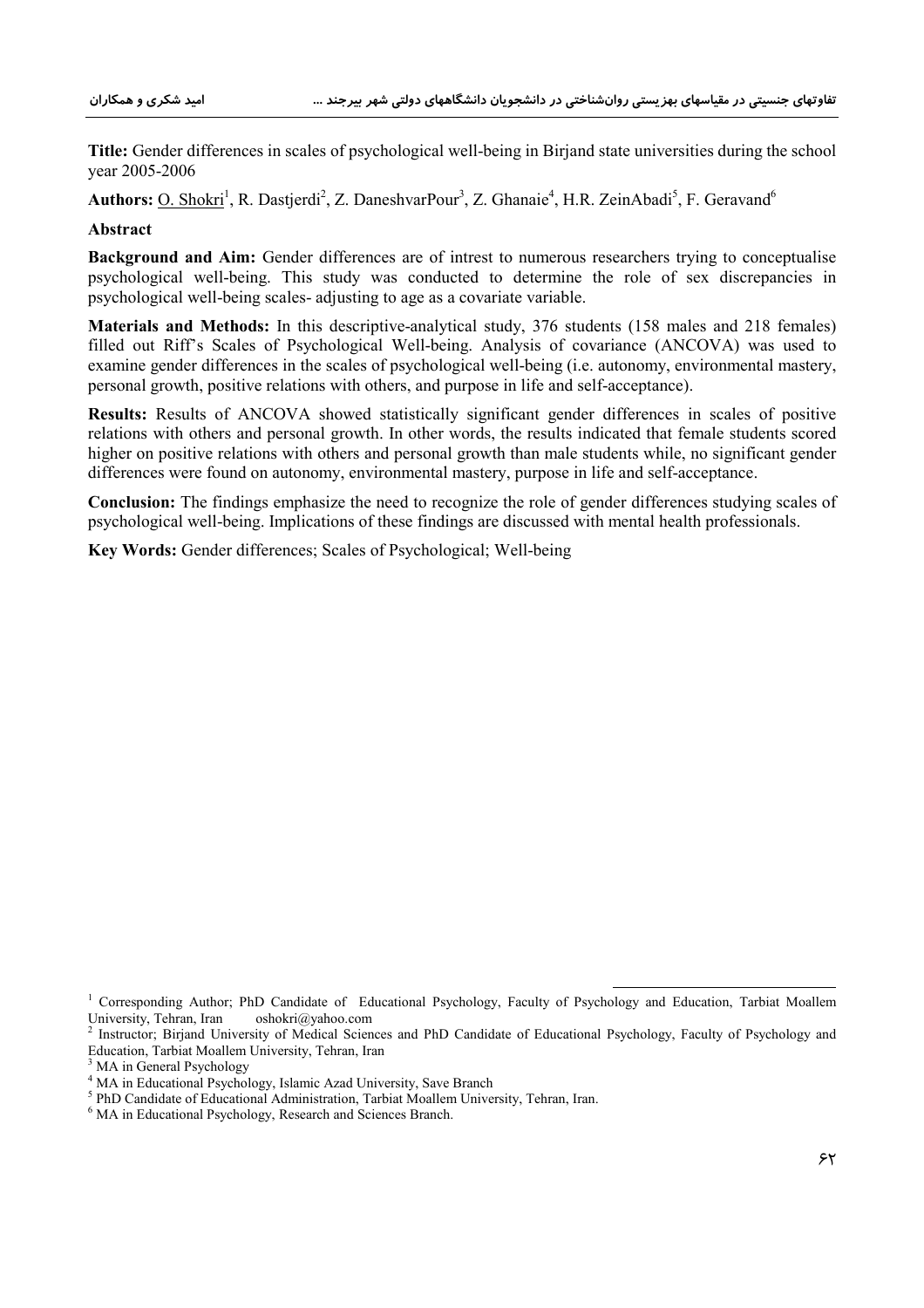**Title:** Gender differences in scales of psychological well-being in Birjand state universities during the school year 2005-2006

**Authors:** O. Shokri[1], R. Dastjerdi[2], Z. DaneshvarPour[3], Z. Ghanaie[4], H.R. ZeinAbadi[5], F. Geravand[6]

**Abstract**

**Background and Aim:** Gender differences are of intrest to numerous researchers trying to conceptualise psychological well-being. This study was conducted to determine the role of sex discrepancies in psychological well-being scales- adjusting to age as a covariate variable.

**Materials and Methods:** In this descriptive-analytical study, 376 students (158 males and 218 females) filled out Riff's Scales of Psychological Well-being. Analysis of covariance (ANCOVA) was used to examine gender differences in the scales of psychological well-being (i.e. autonomy, environmental mastery, personal growth, positive relations with others, and purpose in life and self-acceptance).

**Results:** Results of ANCOVA showed statistically significant gender differences in scales of positive relations with others and personal growth. In other words, the results indicated that female students scored higher on positive relations with others and personal growth than male students while, no significant gender differences were found on autonomy, environmental mastery, purpose in life and self-acceptance.

**Conclusion:** The findings emphasize the need to recognize the role of gender differences studying scales of psychological well-being. Implications of these findings are discussed with mental health professionals.

**Key Words:** Gender differences; Scales of Psychological; Well-being

---

[1] Corresponding Author; PhD Candidate of Educational Psychology, Faculty of Psychology and Education, Tarbiat Moallem University, Tehran, Iran oshokri@yahoo.com

[2] Instructor; Birjand University of Medical Sciences and PhD Candidate of Educational Psychology, Faculty of Psychology and Education, Tarbiat Moallem University, Tehran, Iran

[3] MA in General Psychology

[4] MA in Educational Psychology, Islamic Azad University, Save Branch

[5] PhD Candidate of Educational Administration, Tarbiat Moallem University, Tehran, Iran.

[6] MA in Educational Psychology, Research and Sciences Branch.